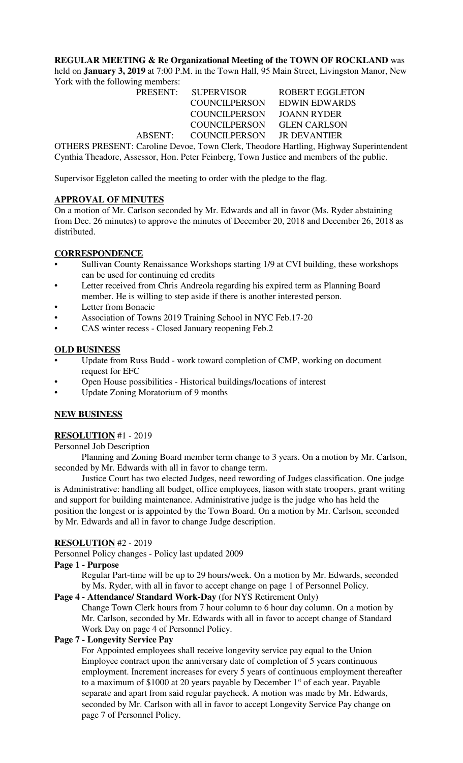**REGULAR MEETING & Re Organizational Meeting of the TOWN OF ROCKLAND** was held on **January 3, 2019** at 7:00 P.M. in the Town Hall, 95 Main Street, Livingston Manor, New York with the following members:

| | | |
|---|---|---|
| PRESENT: | SUPERVISOR | ROBERT EGGLETON |
| | COUNCILPERSON | EDWIN EDWARDS |
| | COUNCILPERSON | JOANN RYDER |
| | COUNCILPERSON | GLEN CARLSON |
| ABSENT: | COUNCILPERSON | JR DEVANTIER |

OTHERS PRESENT: Caroline Devoe, Town Clerk, Theodore Hartling, Highway Superintendent Cynthia Theadore, Assessor, Hon. Peter Feinberg, Town Justice and members of the public.

Supervisor Eggleton called the meeting to order with the pledge to the flag.

## APPROVAL OF MINUTES

On a motion of Mr. Carlson seconded by Mr. Edwards and all in favor (Ms. Ryder abstaining from Dec. 26 minutes) to approve the minutes of December 20, 2018 and December 26, 2018 as distributed.

## CORRESPONDENCE

- Sullivan County Renaissance Workshops starting 1/9 at CVI building, these workshops can be used for continuing ed credits
- Letter received from Chris Andreola regarding his expired term as Planning Board member. He is willing to step aside if there is another interested person.
- Letter from Bonacic
- Association of Towns 2019 Training School in NYC Feb.17-20
- CAS winter recess - Closed January reopening Feb.2

## OLD BUSINESS

- Update from Russ Budd - work toward completion of CMP, working on document request for EFC
- Open House possibilities - Historical buildings/locations of interest
- Update Zoning Moratorium of 9 months

## NEW BUSINESS

### RESOLUTION #1 - 2019

Personnel Job Description

Planning and Zoning Board member term change to 3 years. On a motion by Mr. Carlson, seconded by Mr. Edwards with all in favor to change term.

Justice Court has two elected Judges, need rewording of Judges classification. One judge is Administrative: handling all budget, office employees, liason with state troopers, grant writing and support for building maintenance. Administrative judge is the judge who has held the position the longest or is appointed by the Town Board. On a motion by Mr. Carlson, seconded by Mr. Edwards and all in favor to change Judge description.

### RESOLUTION #2 - 2019

Personnel Policy changes - Policy last updated 2009

**Page 1 - Purpose**

Regular Part-time will be up to 29 hours/week. On a motion by Mr. Edwards, seconded by Ms. Ryder, with all in favor to accept change on page 1 of Personnel Policy.

**Page 4 - Attendance/ Standard Work-Day** (for NYS Retirement Only)

Change Town Clerk hours from 7 hour column to 6 hour day column. On a motion by Mr. Carlson, seconded by Mr. Edwards with all in favor to accept change of Standard Work Day on page 4 of Personnel Policy.

**Page 7 - Longevity Service Pay**

For Appointed employees shall receive longevity service pay equal to the Union Employee contract upon the anniversary date of completion of 5 years continuous employment. Increment increases for every 5 years of continuous employment thereafter to a maximum of $1000 at 20 years payable by December 1st of each year. Payable separate and apart from said regular paycheck. A motion was made by Mr. Edwards, seconded by Mr. Carlson with all in favor to accept Longevity Service Pay change on page 7 of Personnel Policy.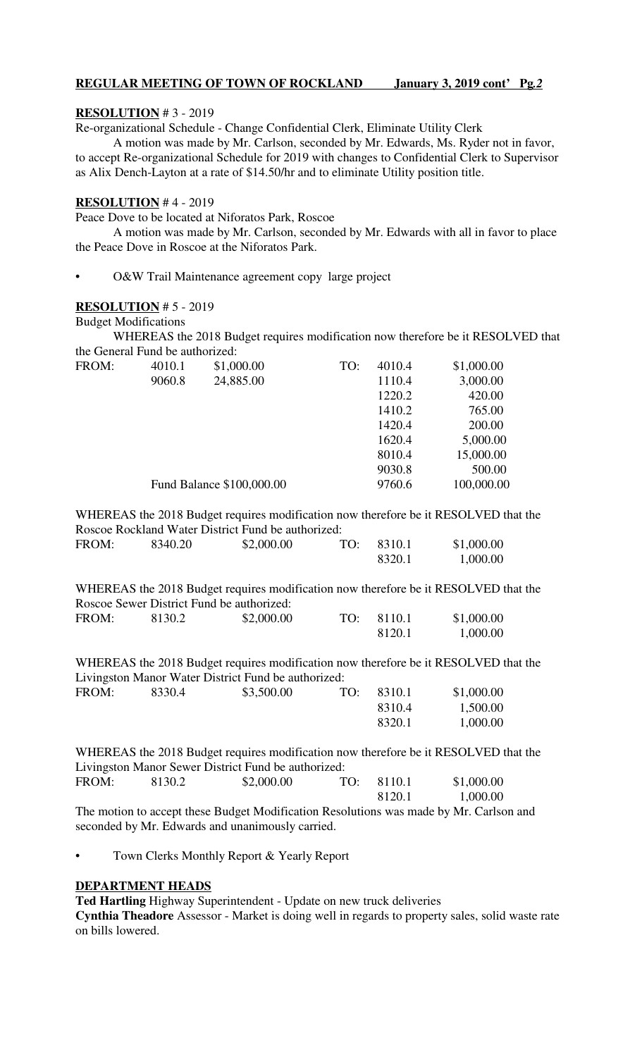**REGULAR MEETING OF TOWN OF ROCKLAND January 3, 2019 cont' Pg.2**

**RESOLUTION** # 3 - 2019

Re-organizational Schedule - Change Confidential Clerk, Eliminate Utility Clerk

A motion was made by Mr. Carlson, seconded by Mr. Edwards, Ms. Ryder not in favor, to accept Re-organizational Schedule for 2019 with changes to Confidential Clerk to Supervisor as Alix Dench-Layton at a rate of $14.50/hr and to eliminate Utility position title.

**RESOLUTION** # 4 - 2019

Peace Dove to be located at Niforatos Park, Roscoe

A motion was made by Mr. Carlson, seconded by Mr. Edwards with all in favor to place the Peace Dove in Roscoe at the Niforatos Park.

- O&W Trail Maintenance agreement copy large project

**RESOLUTION** # 5 - 2019

Budget Modifications

WHEREAS the 2018 Budget requires modification now therefore be it RESOLVED that the General Fund be authorized:

| FROM: | 4010.1 | $1,000.00 | TO: | 4010.4 | $1,000.00 |
|---|---|---|---|---|---|
| | 9060.8 | 24,885.00 | | 1110.4 | 3,000.00 |
| | | | | 1220.2 | 420.00 |
| | | | | 1410.2 | 765.00 |
| | | | | 1420.4 | 200.00 |
| | | | | 1620.4 | 5,000.00 |
| | | | | 8010.4 | 15,000.00 |
| | | | | 9030.8 | 500.00 |
| | Fund Balance | $100,000.00 | | 9760.6 | 100,000.00 |

WHEREAS the 2018 Budget requires modification now therefore be it RESOLVED that the Roscoe Rockland Water District Fund be authorized:

| FROM: | 8340.20 | $2,000.00 | TO: | 8310.1 | $1,000.00 |
|---|---|---|---|---|---|
| | | | | 8320.1 | 1,000.00 |

WHEREAS the 2018 Budget requires modification now therefore be it RESOLVED that the Roscoe Sewer District Fund be authorized:

| FROM: | 8130.2 | $2,000.00 | TO: | 8110.1 | $1,000.00 |
|---|---|---|---|---|---|
| | | | | 8120.1 | 1,000.00 |

WHEREAS the 2018 Budget requires modification now therefore be it RESOLVED that the Livingston Manor Water District Fund be authorized:

| FROM: | 8330.4 | $3,500.00 | TO: | 8310.1 | $1,000.00 |
|---|---|---|---|---|---|
| | | | | 8310.4 | 1,500.00 |
| | | | | 8320.1 | 1,000.00 |

WHEREAS the 2018 Budget requires modification now therefore be it RESOLVED that the Livingston Manor Sewer District Fund be authorized:

| FROM: | 8130.2 | $2,000.00 | TO: | 8110.1 | $1,000.00 |
|---|---|---|---|---|---|
| | | | | 8120.1 | 1,000.00 |

The motion to accept these Budget Modification Resolutions was made by Mr. Carlson and seconded by Mr. Edwards and unanimously carried.

- Town Clerks Monthly Report & Yearly Report

**DEPARTMENT HEADS**

**Ted Hartling** Highway Superintendent - Update on new truck deliveries

**Cynthia Theadore** Assessor - Market is doing well in regards to property sales, solid waste rate on bills lowered.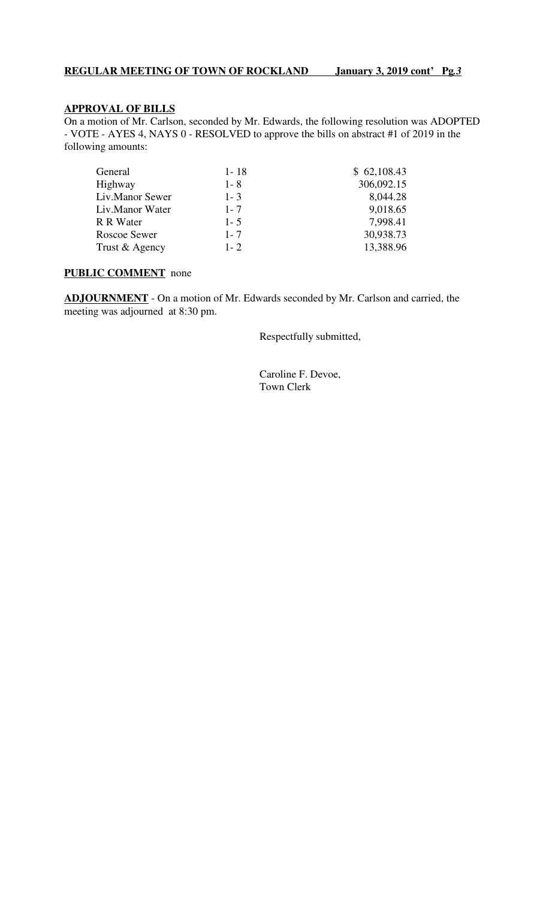**REGULAR MEETING OF TOWN OF ROCKLAND January 3, 2019 cont' Pg.*3***

**APPROVAL OF BILLS**

On a motion of Mr. Carlson, seconded by Mr. Edwards, the following resolution was ADOPTED - VOTE - AYES 4, NAYS 0 - RESOLVED to approve the bills on abstract #1 of 2019 in the following amounts:

| | | |
|---|---|---|
| General | 1- 18 | $ 62,108.43 |
| Highway | 1- 8 | 306,092.15 |
| Liv.Manor Sewer | 1- 3 | 8,044.28 |
| Liv.Manor Water | 1- 7 | 9,018.65 |
| R R Water | 1- 5 | 7,998.41 |
| Roscoe Sewer | 1- 7 | 30,938.73 |
| Trust & Agency | 1- 2 | 13,388.96 |

**PUBLIC COMMENT** none

**ADJOURNMENT** - On a motion of Mr. Edwards seconded by Mr. Carlson and carried, the meeting was adjourned at 8:30 pm.

Respectfully submitted,

Caroline F. Devoe,
Town Clerk